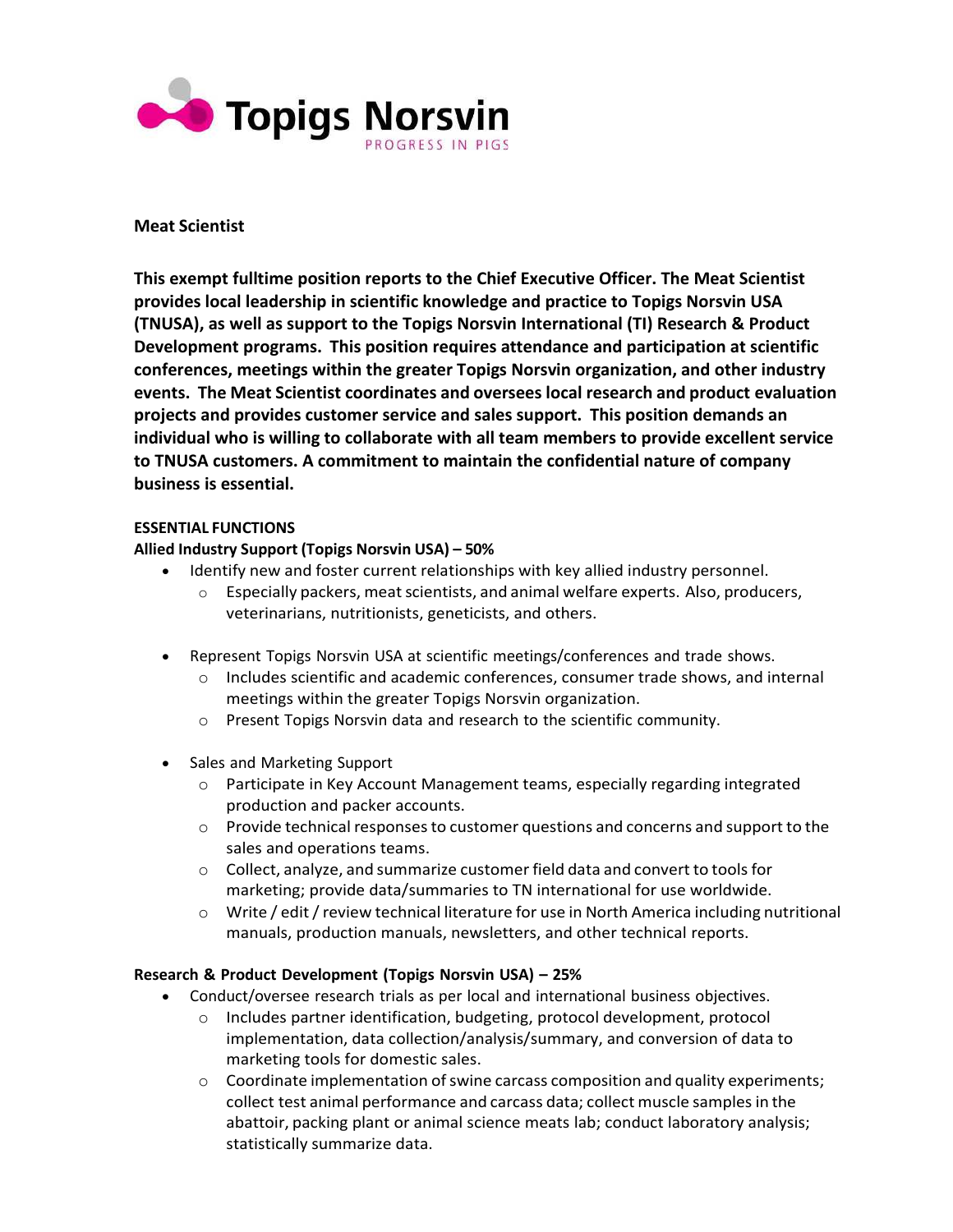Topigs Norsvin

PROGRESS IN PIGS

## Meat Scientist

**This exempt fulltime position reports to the Chief Executive Officer. The Meat Scientist provides local leadership in scientific knowledge and practice to Topigs Norsvin USA (TNUSA), as well as support to the Topigs Norsvin International (TI) Research & Product Development programs. This position requires attendance and participation at scientific conferences, meetings within the greater Topigs Norsvin organization, and other industry events. The Meat Scientist coordinates and oversees local research and product evaluation projects and provides customer service and sales support. This position demands an individual who is willing to collaborate with all team members to provide excellent service to TNUSA customers. A commitment to maintain the confidential nature of company business is essential.**

### ESSENTIAL FUNCTIONS

**Allied Industry Support (Topigs Norsvin USA) – 50%**

- Identify new and foster current relationships with key allied industry personnel.
  - Especially packers, meat scientists, and animal welfare experts. Also, producers, veterinarians, nutritionists, geneticists, and others.
- Represent Topigs Norsvin USA at scientific meetings/conferences and trade shows.
  - Includes scientific and academic conferences, consumer trade shows, and internal meetings within the greater Topigs Norsvin organization.
  - Present Topigs Norsvin data and research to the scientific community.
- Sales and Marketing Support
  - Participate in Key Account Management teams, especially regarding integrated production and packer accounts.
  - Provide technical responses to customer questions and concerns and support to the sales and operations teams.
  - Collect, analyze, and summarize customer field data and convert to tools for marketing; provide data/summaries to TN international for use worldwide.
  - Write / edit / review technical literature for use in North America including nutritional manuals, production manuals, newsletters, and other technical reports.

**Research & Product Development (Topigs Norsvin USA) – 25%**

- Conduct/oversee research trials as per local and international business objectives.
  - Includes partner identification, budgeting, protocol development, protocol implementation, data collection/analysis/summary, and conversion of data to marketing tools for domestic sales.
  - Coordinate implementation of swine carcass composition and quality experiments; collect test animal performance and carcass data; collect muscle samples in the abattoir, packing plant or animal science meats lab; conduct laboratory analysis; statistically summarize data.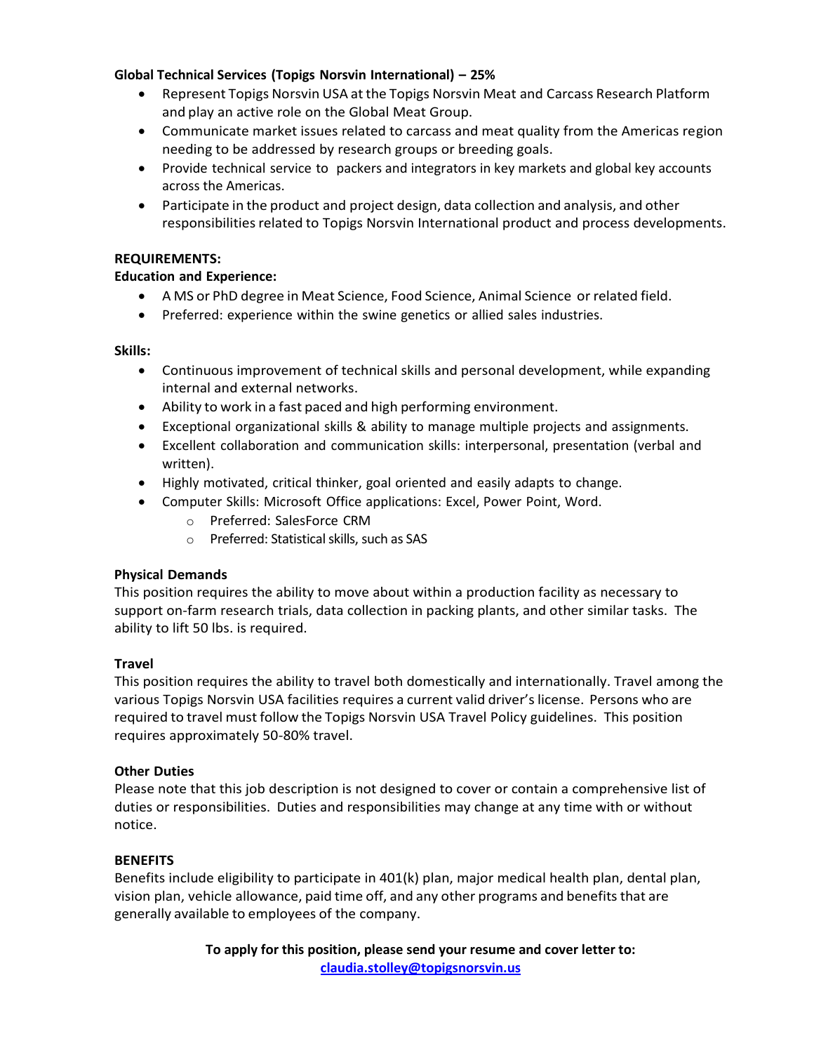**Global Technical Services (Topigs Norsvin International) – 25%**

- Represent Topigs Norsvin USA at the Topigs Norsvin Meat and Carcass Research Platform and play an active role on the Global Meat Group.
- Communicate market issues related to carcass and meat quality from the Americas region needing to be addressed by research groups or breeding goals.
- Provide technical service to packers and integrators in key markets and global key accounts across the Americas.
- Participate in the product and project design, data collection and analysis, and other responsibilities related to Topigs Norsvin International product and process developments.

**REQUIREMENTS:**

**Education and Experience:**

- A MS or PhD degree in Meat Science, Food Science, Animal Science or related field.
- Preferred: experience within the swine genetics or allied sales industries.

**Skills:**

- Continuous improvement of technical skills and personal development, while expanding internal and external networks.
- Ability to work in a fast paced and high performing environment.
- Exceptional organizational skills & ability to manage multiple projects and assignments.
- Excellent collaboration and communication skills: interpersonal, presentation (verbal and written).
- Highly motivated, critical thinker, goal oriented and easily adapts to change.
- Computer Skills: Microsoft Office applications: Excel, Power Point, Word.
  - Preferred: SalesForce CRM
  - Preferred: Statistical skills, such as SAS

**Physical Demands**

This position requires the ability to move about within a production facility as necessary to support on-farm research trials, data collection in packing plants, and other similar tasks. The ability to lift 50 lbs. is required.

**Travel**

This position requires the ability to travel both domestically and internationally. Travel among the various Topigs Norsvin USA facilities requires a current valid driver's license. Persons who are required to travel must follow the Topigs Norsvin USA Travel Policy guidelines. This position requires approximately 50-80% travel.

**Other Duties**

Please note that this job description is not designed to cover or contain a comprehensive list of duties or responsibilities. Duties and responsibilities may change at any time with or without notice.

**BENEFITS**

Benefits include eligibility to participate in 401(k) plan, major medical health plan, dental plan, vision plan, vehicle allowance, paid time off, and any other programs and benefits that are generally available to employees of the company.

**To apply for this position, please send your resume and cover letter to:**
**claudia.stolley@topigsnorsvin.us**